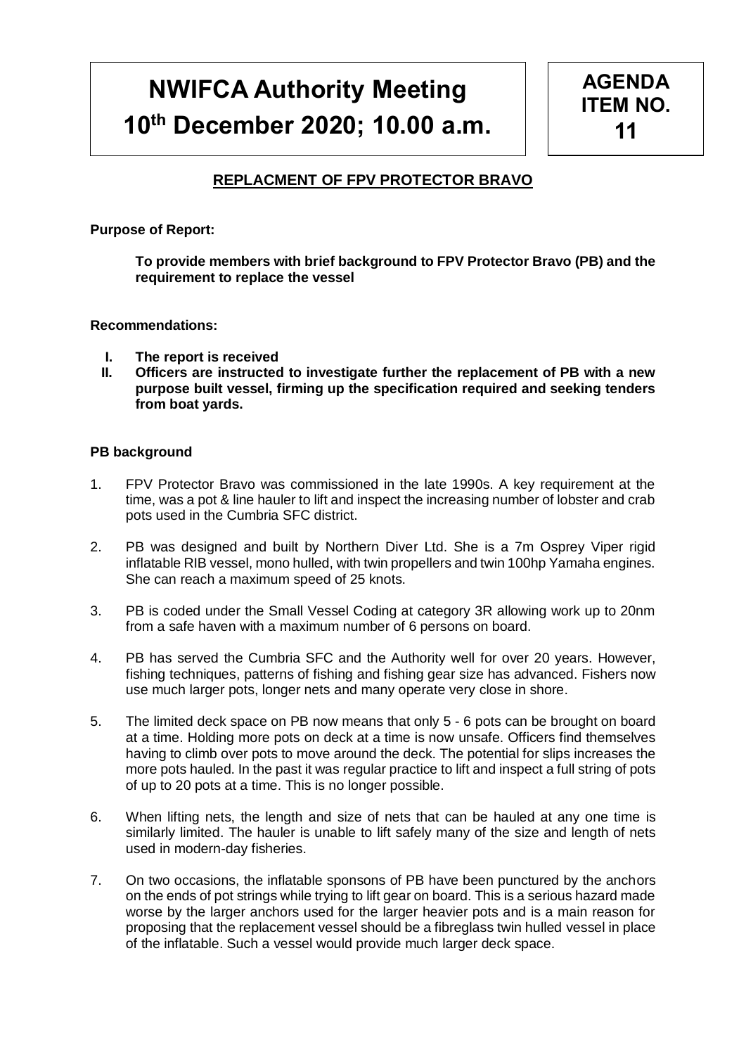# NWIFCA Authority Meeting 10th December 2020; 10.00 a.m.

**AGENDA ITEM NO. 11**

## REPLACMENT OF FPV PROTECTOR BRAVO

**Purpose of Report:**

**To provide members with brief background to FPV Protector Bravo (PB) and the requirement to replace the vessel**

**Recommendations:**

- **I. The report is received**
- **II. Officers are instructed to investigate further the replacement of PB with a new purpose built vessel, firming up the specification required and seeking tenders from boat yards.**

**PB background**

1. FPV Protector Bravo was commissioned in the late 1990s. A key requirement at the time, was a pot & line hauler to lift and inspect the increasing number of lobster and crab pots used in the Cumbria SFC district.
2. PB was designed and built by Northern Diver Ltd. She is a 7m Osprey Viper rigid inflatable RIB vessel, mono hulled, with twin propellers and twin 100hp Yamaha engines. She can reach a maximum speed of 25 knots.
3. PB is coded under the Small Vessel Coding at category 3R allowing work up to 20nm from a safe haven with a maximum number of 6 persons on board.
4. PB has served the Cumbria SFC and the Authority well for over 20 years. However, fishing techniques, patterns of fishing and fishing gear size has advanced. Fishers now use much larger pots, longer nets and many operate very close in shore.
5. The limited deck space on PB now means that only 5 - 6 pots can be brought on board at a time. Holding more pots on deck at a time is now unsafe. Officers find themselves having to climb over pots to move around the deck. The potential for slips increases the more pots hauled. In the past it was regular practice to lift and inspect a full string of pots of up to 20 pots at a time. This is no longer possible.
6. When lifting nets, the length and size of nets that can be hauled at any one time is similarly limited. The hauler is unable to lift safely many of the size and length of nets used in modern-day fisheries.
7. On two occasions, the inflatable sponsons of PB have been punctured by the anchors on the ends of pot strings while trying to lift gear on board. This is a serious hazard made worse by the larger anchors used for the larger heavier pots and is a main reason for proposing that the replacement vessel should be a fibreglass twin hulled vessel in place of the inflatable. Such a vessel would provide much larger deck space.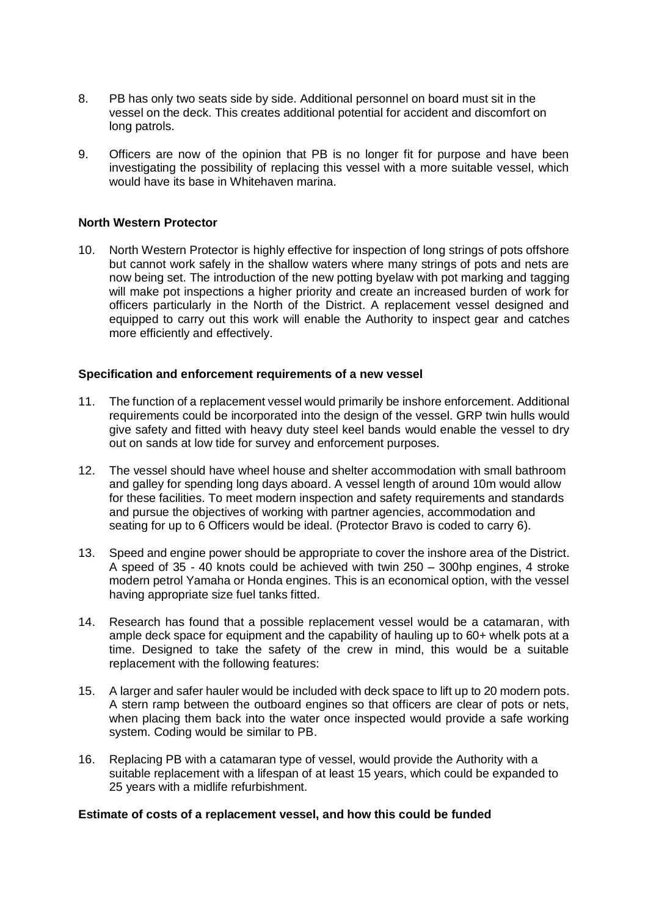8. PB has only two seats side by side. Additional personnel on board must sit in the vessel on the deck. This creates additional potential for accident and discomfort on long patrols.

9. Officers are now of the opinion that PB is no longer fit for purpose and have been investigating the possibility of replacing this vessel with a more suitable vessel, which would have its base in Whitehaven marina.

**North Western Protector**

10. North Western Protector is highly effective for inspection of long strings of pots offshore but cannot work safely in the shallow waters where many strings of pots and nets are now being set. The introduction of the new potting byelaw with pot marking and tagging will make pot inspections a higher priority and create an increased burden of work for officers particularly in the North of the District. A replacement vessel designed and equipped to carry out this work will enable the Authority to inspect gear and catches more efficiently and effectively.

**Specification and enforcement requirements of a new vessel**

11. The function of a replacement vessel would primarily be inshore enforcement. Additional requirements could be incorporated into the design of the vessel. GRP twin hulls would give safety and fitted with heavy duty steel keel bands would enable the vessel to dry out on sands at low tide for survey and enforcement purposes.

12. The vessel should have wheel house and shelter accommodation with small bathroom and galley for spending long days aboard. A vessel length of around 10m would allow for these facilities. To meet modern inspection and safety requirements and standards and pursue the objectives of working with partner agencies, accommodation and seating for up to 6 Officers would be ideal. (Protector Bravo is coded to carry 6).

13. Speed and engine power should be appropriate to cover the inshore area of the District. A speed of 35 - 40 knots could be achieved with twin 250 – 300hp engines, 4 stroke modern petrol Yamaha or Honda engines. This is an economical option, with the vessel having appropriate size fuel tanks fitted.

14. Research has found that a possible replacement vessel would be a catamaran, with ample deck space for equipment and the capability of hauling up to 60+ whelk pots at a time. Designed to take the safety of the crew in mind, this would be a suitable replacement with the following features:

15. A larger and safer hauler would be included with deck space to lift up to 20 modern pots. A stern ramp between the outboard engines so that officers are clear of pots or nets, when placing them back into the water once inspected would provide a safe working system. Coding would be similar to PB.

16. Replacing PB with a catamaran type of vessel, would provide the Authority with a suitable replacement with a lifespan of at least 15 years, which could be expanded to 25 years with a midlife refurbishment.

**Estimate of costs of a replacement vessel, and how this could be funded**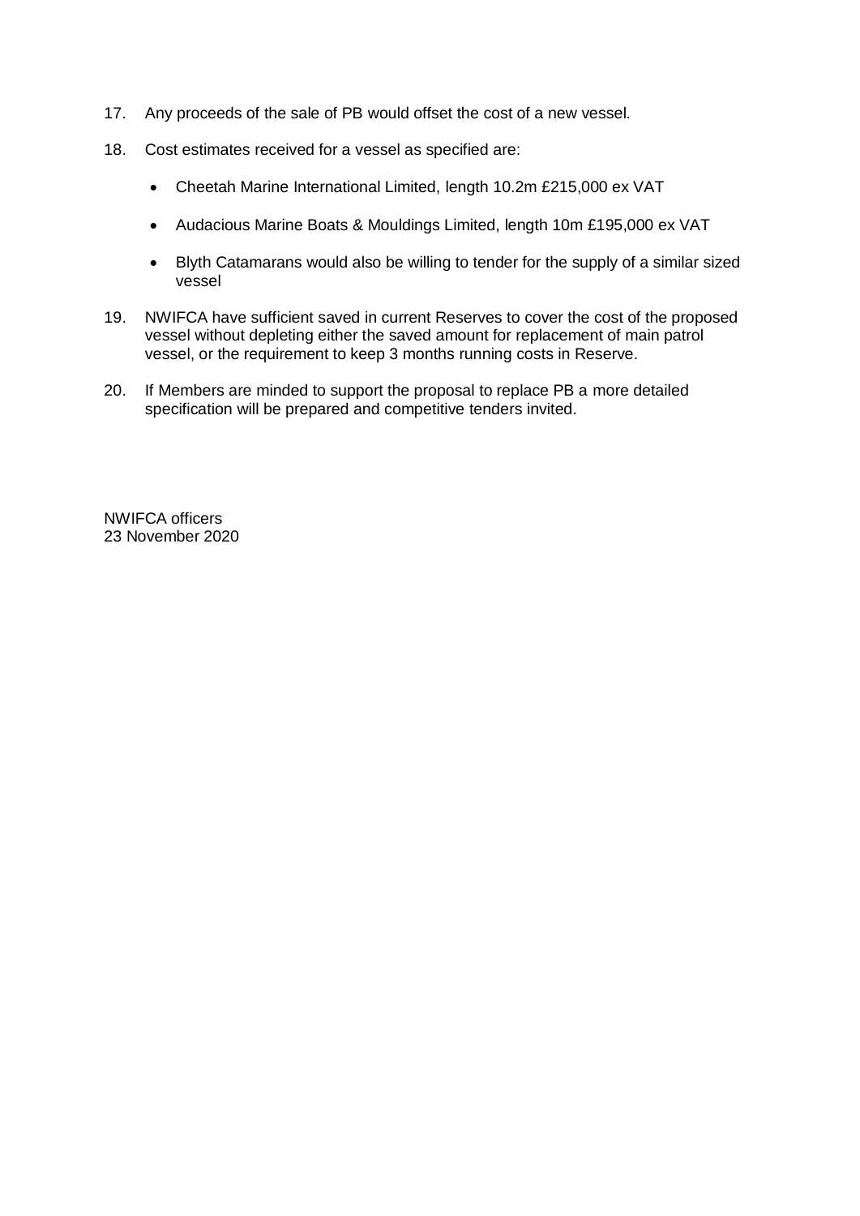17. Any proceeds of the sale of PB would offset the cost of a new vessel.

18. Cost estimates received for a vessel as specified are:

    - Cheetah Marine International Limited, length 10.2m £215,000 ex VAT

    - Audacious Marine Boats & Mouldings Limited, length 10m £195,000 ex VAT

    - Blyth Catamarans would also be willing to tender for the supply of a similar sized vessel

19. NWIFCA have sufficient saved in current Reserves to cover the cost of the proposed vessel without depleting either the saved amount for replacement of main patrol vessel, or the requirement to keep 3 months running costs in Reserve.

20. If Members are minded to support the proposal to replace PB a more detailed specification will be prepared and competitive tenders invited.

NWIFCA officers
23 November 2020